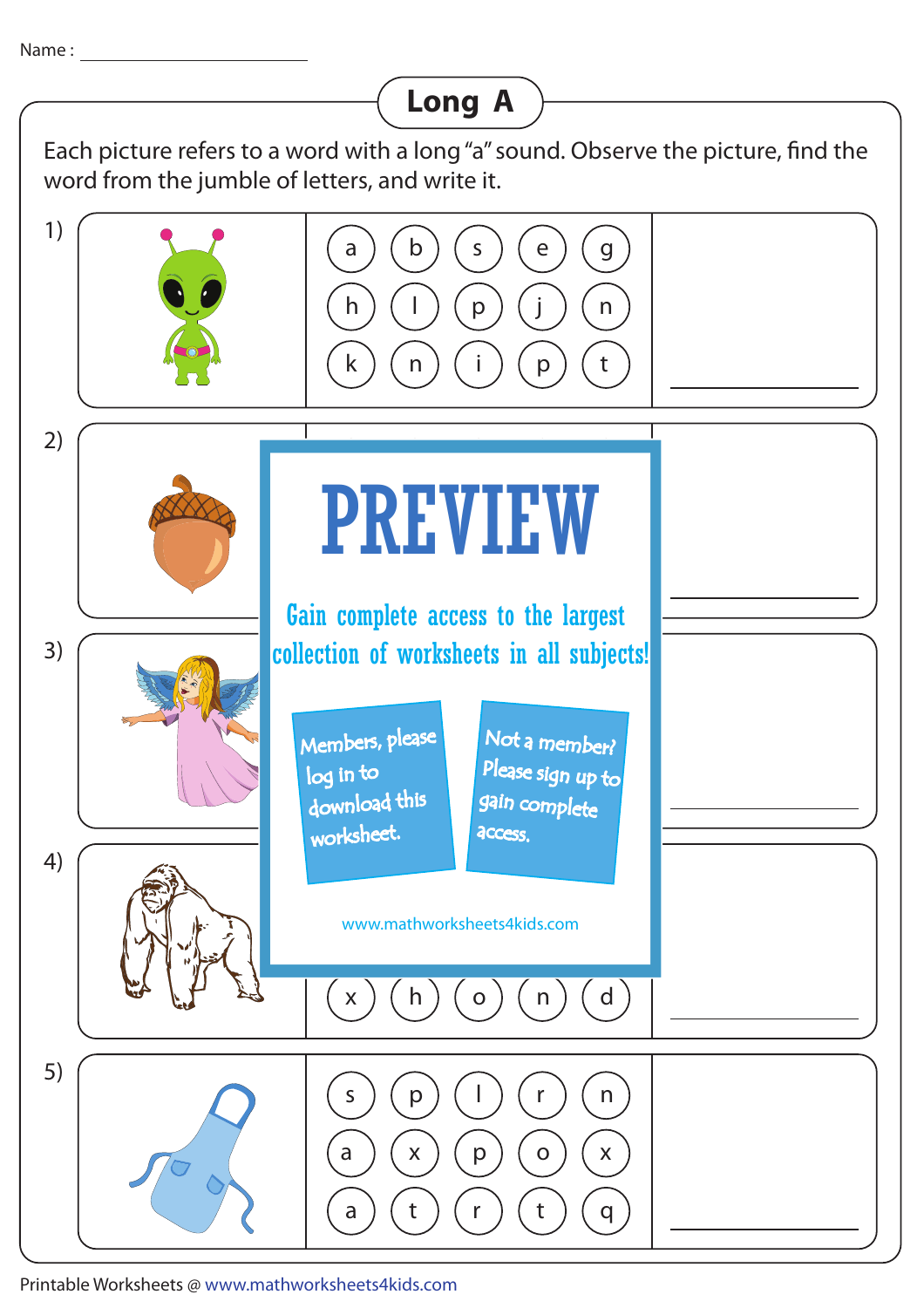Name : ____________________

# Long A

Each picture refers to a word with a long "a" sound. Observe the picture, find the word from the jumble of letters, and write it.

1)

| a | b | s | e | g |
|---|---|---|---|---|
| h | l | p | j | n |
| k | n | i | p | t |

____________________

2)

____________________

3)

____________________

4)

| x | h | o | n | d |
|---|---|---|---|---|

____________________

5)

| s | p | l | r | n |
|---|---|---|---|---|
| a | x | p | o | x |
| a | t | r | t | q |

____________________

PREVIEW

Gain complete access to the largest collection of worksheets in all subjects!

Members, please log in to download this worksheet.

Not a member? Please sign up to gain complete access.

www.mathworksheets4kids.com

Printable Worksheets @ www.mathworksheets4kids.com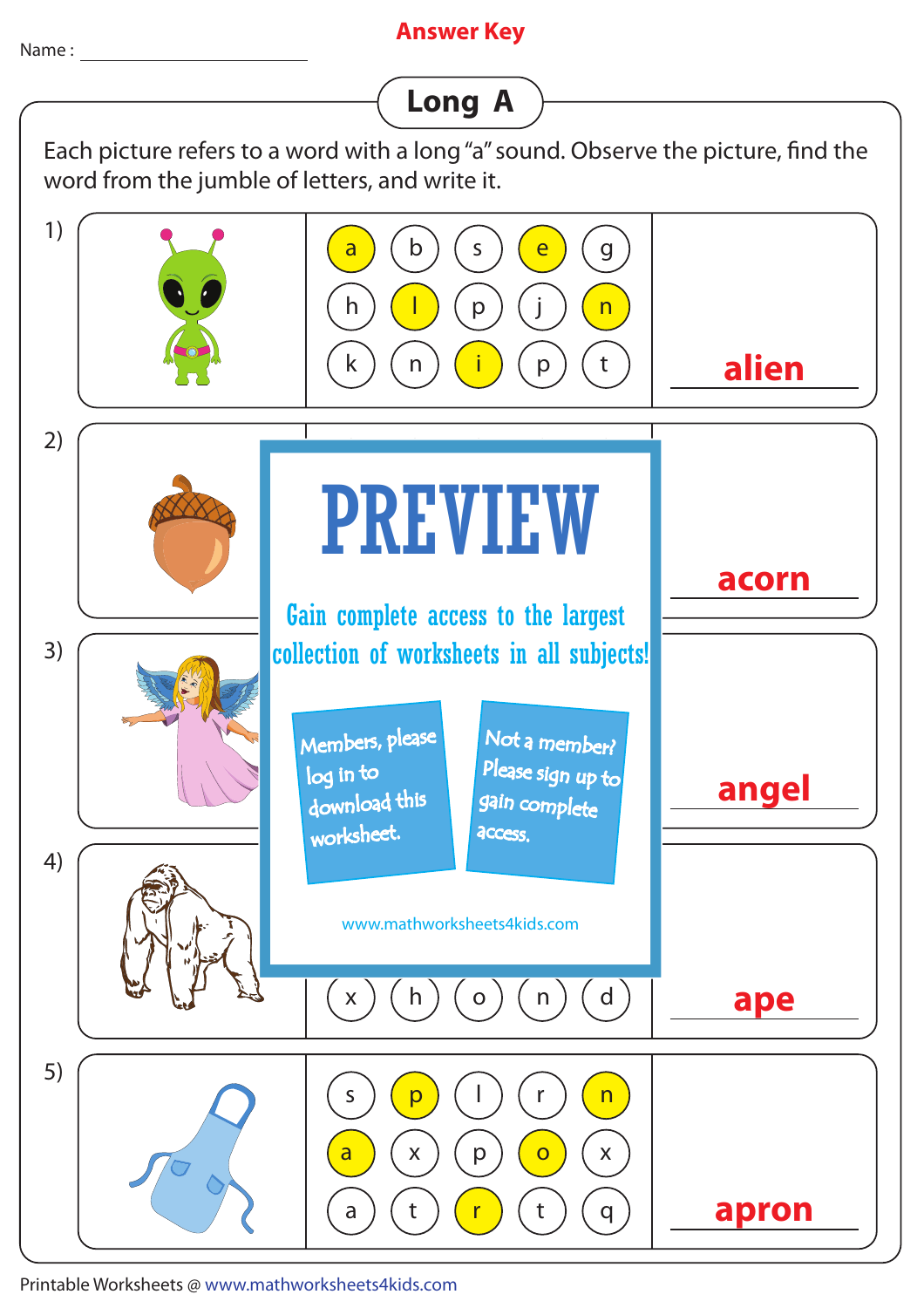**Answer Key**

Name : ________________

## Long A

Each picture refers to a word with a long "a" sound. Observe the picture, find the word from the jumble of letters, and write it.

1)

| | | | | |
|---|---|---|---|---|
| a | b | s | e | g |
| h | l | p | j | n |
| k | n | i | p | t |

alien

2)

acorn

3)

angel

4)

| | | | | |
|---|---|---|---|---|
| x | h | o | n | d |

ape

5)

| | | | | |
|---|---|---|---|---|
| s | p | l | r | n |
| a | x | p | o | x |
| a | t | r | t | q |

apron

PREVIEW

Gain complete access to the largest collection of worksheets in all subjects!

Members, please log in to download this worksheet.

Not a member? Please sign up to gain complete access.

www.mathworksheets4kids.com

Printable Worksheets @ www.mathworksheets4kids.com